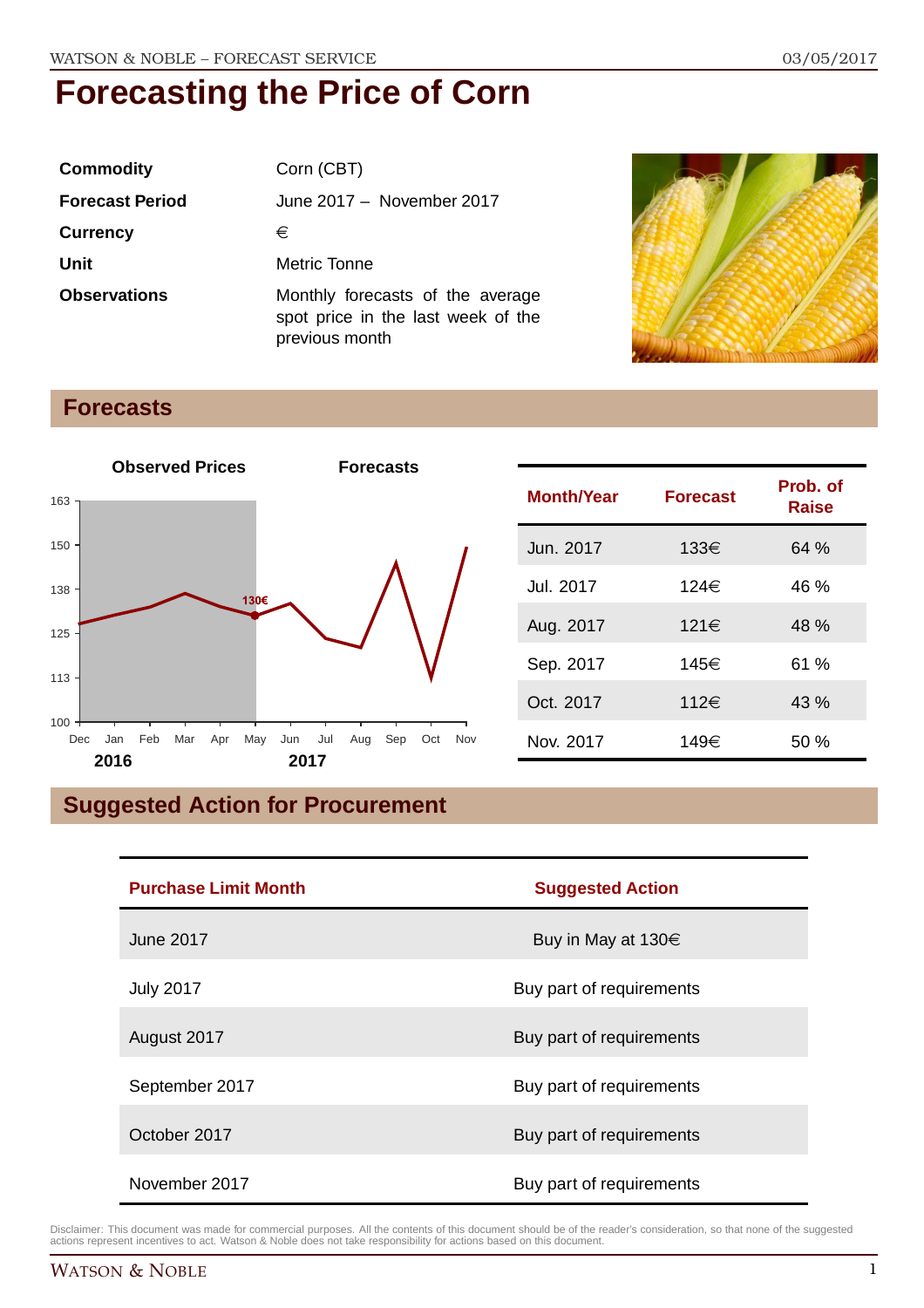# Forecasting the Price of Corn

| | |
|---|---|
| **Commodity** | Corn (CBT) |
| **Forecast Period** | June 2017 – November 2017 |
| **Currency** | € |
| **Unit** | Metric Tonne |
| **Observations** | Monthly forecasts of the average spot price in the last week of the previous month |

## Forecasts

| Month/Year | Forecast | Prob. of Raise |
|---|---|---|
| Jun. 2017 | 133€ | 64 % |
| Jul. 2017 | 124€ | 46 % |
| Aug. 2017 | 121€ | 48 % |
| Sep. 2017 | 145€ | 61 % |
| Oct. 2017 | 112€ | 43 % |
| Nov. 2017 | 149€ | 50 % |

## Suggested Action for Procurement

| Purchase Limit Month | Suggested Action |
|---|---|
| June 2017 | Buy in May at 130€ |
| July 2017 | Buy part of requirements |
| August 2017 | Buy part of requirements |
| September 2017 | Buy part of requirements |
| October 2017 | Buy part of requirements |
| November 2017 | Buy part of requirements |

Disclaimer: This document was made for commercial purposes. All the contents of this document should be of the reader's consideration, so that none of the suggested actions represent incentives to act. Watson & Noble does not take responsibility for actions based on this document.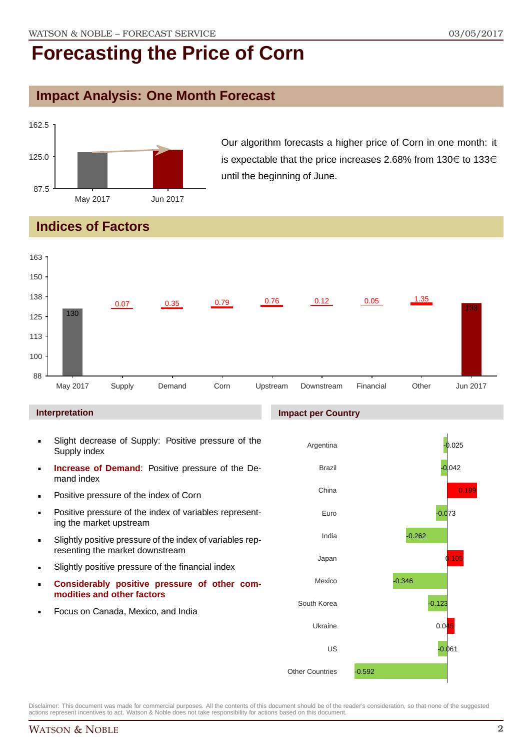# Forecasting the Price of Corn

## Impact Analysis: One Month Forecast

Our algorithm forecasts a higher price of Corn in one month: it is expectable that the price increases 2.68% from 130€ to 133€ until the beginning of June.

## Indices of Factors

| | May 2017 | Supply | Demand | Corn | Upstream | Downstream | Financial | Other | Jun 2017 |
|---|---|---|---|---|---|---|---|---|---|
| Value | 130 | 0.07 | 0.35 | 0.79 | 0.76 | 0.12 | 0.05 | 1.35 | 133 |

### Interpretation

- Slight decrease of Supply: Positive pressure of the Supply index
- **Increase of Demand**: Positive pressure of the Demand index
- Positive pressure of the index of Corn
- Positive pressure of the index of variables representing the market upstream
- Slightly positive pressure of the index of variables representing the market downstream
- Slightly positive pressure of the financial index
- **Considerably positive pressure of other commodities and other factors**
- Focus on Canada, Mexico, and India

### Impact per Country

| Country | Impact |
|---|---|
| Argentina | -0.025 |
| Brazil | -0.042 |
| China | 0.189 |
| Euro | -0.073 |
| India | -0.262 |
| Japan | 0.105 |
| Mexico | -0.346 |
| South Korea | -0.123 |
| Ukraine | 0.045 |
| US | -0.061 |
| Other Countries | -0.592 |

Disclaimer: This document was made for commercial purposes. All the contents of this document should be of the reader's consideration, so that none of the suggested actions represent incentives to act. Watson & Noble does not take responsibility for actions based on this document.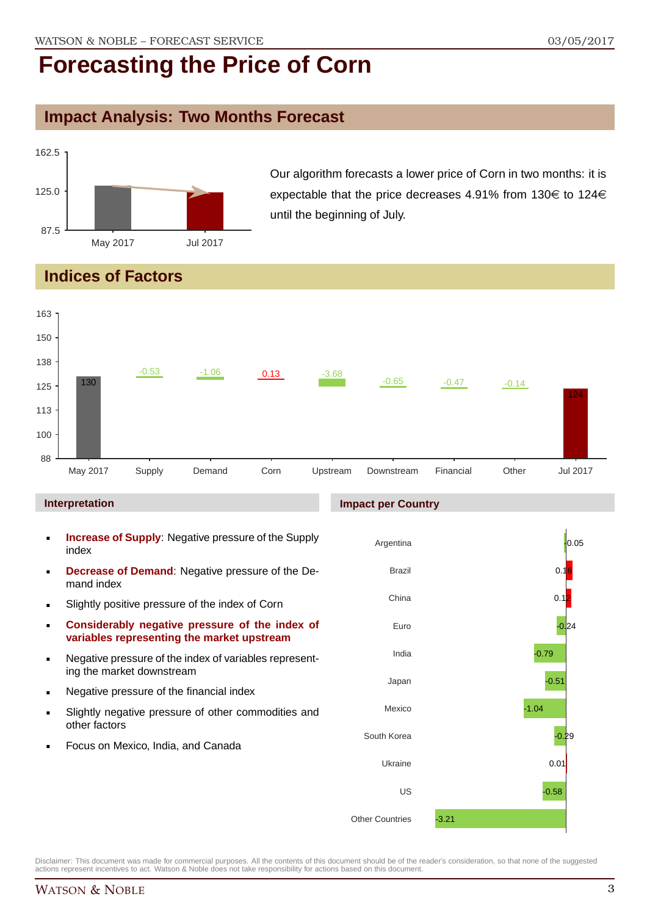# Forecasting the Price of Corn

## Impact Analysis: Two Months Forecast

Our algorithm forecasts a lower price of Corn in two months: it is expectable that the price decreases 4.91% from 130€ to 124€ until the beginning of July.

## Indices of Factors

| | May 2017 | Supply | Demand | Corn | Upstream | Downstream | Financial | Other | Jul 2017 |
|---|---|---|---|---|---|---|---|---|---|
| Value | 130 | -0.53 | -1.06 | 0.13 | -3.68 | -0.65 | -0.47 | -0.14 | 124 |

### Interpretation

- **Increase of Supply**: Negative pressure of the Supply index
- **Decrease of Demand**: Negative pressure of the Demand index
- Slightly positive pressure of the index of Corn
- **Considerably negative pressure of the index of variables representing the market upstream**
- Negative pressure of the index of variables representing the market downstream
- Negative pressure of the financial index
- Slightly negative pressure of other commodities and other factors
- Focus on Mexico, India, and Canada

### Impact per Country

| Country | Impact |
|---|---|
| Argentina | -0.05 |
| Brazil | 0.16 |
| China | 0.12 |
| Euro | -0.24 |
| India | -0.79 |
| Japan | -0.51 |
| Mexico | -1.04 |
| South Korea | -0.29 |
| Ukraine | 0.01 |
| US | -0.58 |
| Other Countries | -3.21 |

Disclaimer: This document was made for commercial purposes. All the contents of this document should be of the reader's consideration, so that none of the suggested actions represent incentives to act. Watson & Noble does not take responsibility for actions based on this document.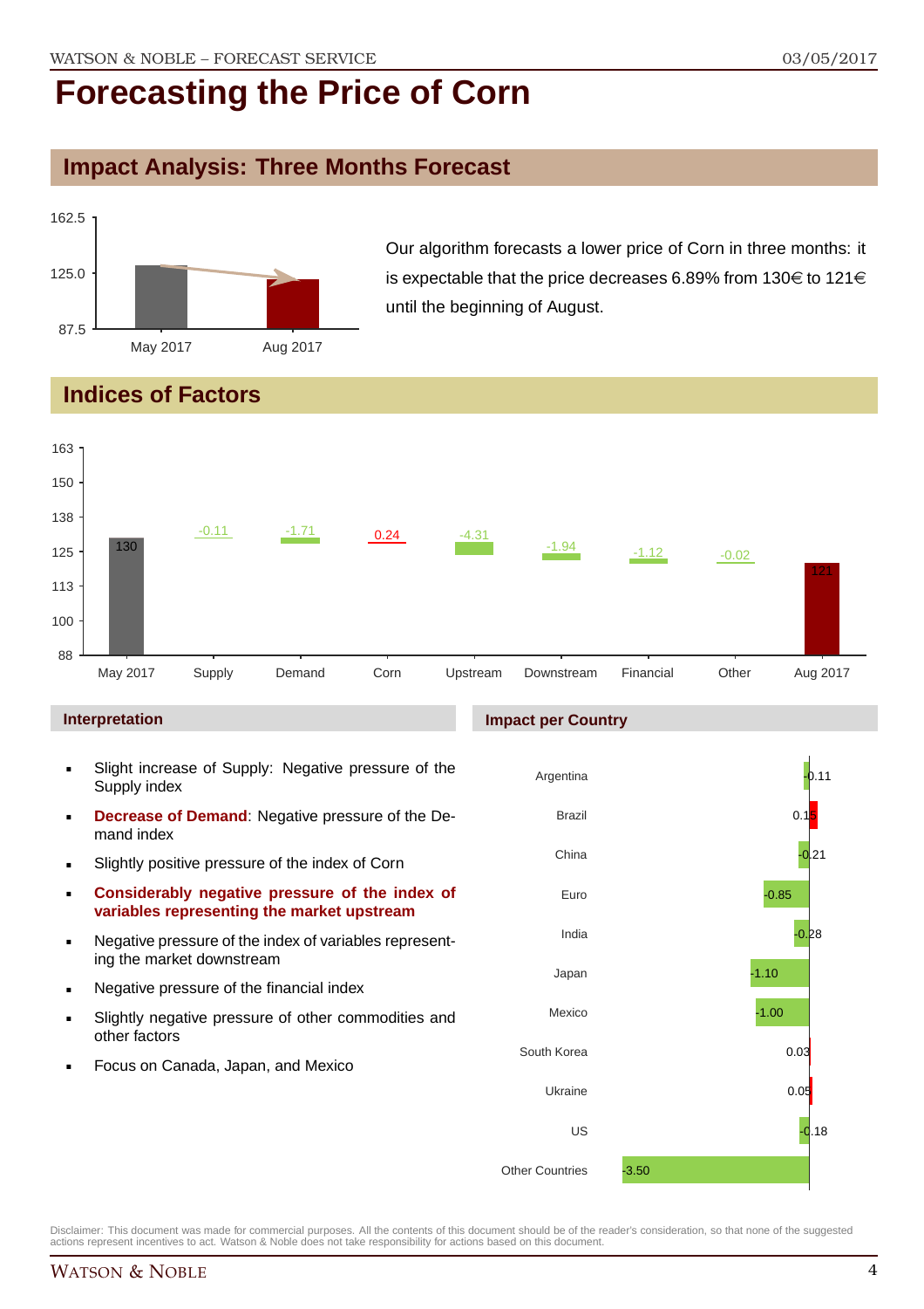# Forecasting the Price of Corn

## Impact Analysis: Three Months Forecast

Our algorithm forecasts a lower price of Corn in three months: it is expectable that the price decreases 6.89% from 130€ to 121€ until the beginning of August.

## Indices of Factors

### Interpretation

- Slight increase of Supply: Negative pressure of the Supply index
- **Decrease of Demand**: Negative pressure of the Demand index
- Slightly positive pressure of the index of Corn
- **Considerably negative pressure of the index of variables representing the market upstream**
- Negative pressure of the index of variables representing the market downstream
- Negative pressure of the financial index
- Slightly negative pressure of other commodities and other factors
- Focus on Canada, Japan, and Mexico

### Impact per Country

| Country | Impact |
|---|---|
| Argentina | -0.11 |
| Brazil | 0.15 |
| China | -0.21 |
| Euro | -0.85 |
| India | -0.28 |
| Japan | -1.10 |
| Mexico | -1.00 |
| South Korea | 0.03 |
| Ukraine | 0.05 |
| US | -0.18 |
| Other Countries | -3.50 |

Disclaimer: This document was made for commercial purposes. All the contents of this document should be of the reader's consideration, so that none of the suggested actions represent incentives to act. Watson & Noble does not take responsibility for actions based on this document.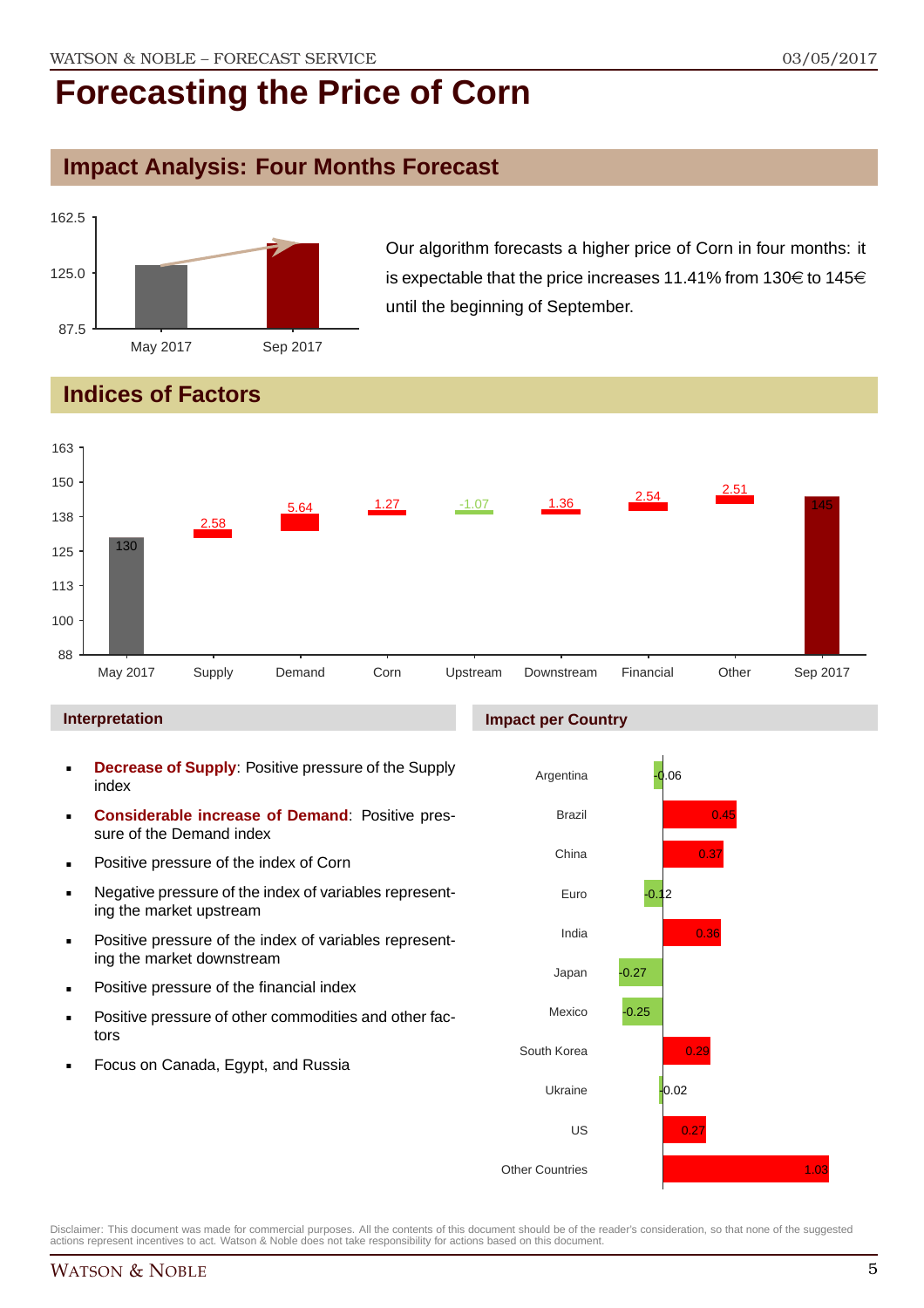# Forecasting the Price of Corn

## Impact Analysis: Four Months Forecast

Our algorithm forecasts a higher price of Corn in four months: it is expectable that the price increases 11.41% from 130€ to 145€ until the beginning of September.

## Indices of Factors

| | May 2017 | Supply | Demand | Corn | Upstream | Downstream | Financial | Other | Sep 2017 |
|---|---|---|---|---|---|---|---|---|---|
| Value | 130 | 2.58 | 5.64 | 1.27 | -1.07 | 1.36 | 2.54 | 2.51 | 145 |

### Interpretation

- **Decrease of Supply**: Positive pressure of the Supply index
- **Considerable increase of Demand**: Positive pressure of the Demand index
- Positive pressure of the index of Corn
- Negative pressure of the index of variables representing the market upstream
- Positive pressure of the index of variables representing the market downstream
- Positive pressure of the financial index
- Positive pressure of other commodities and other factors
- Focus on Canada, Egypt, and Russia

### Impact per Country

| Country | Impact |
|---|---|
| Argentina | -0.06 |
| Brazil | 0.45 |
| China | 0.37 |
| Euro | -0.12 |
| India | 0.36 |
| Japan | -0.27 |
| Mexico | -0.25 |
| South Korea | 0.29 |
| Ukraine | -0.02 |
| US | 0.27 |
| Other Countries | 1.03 |

Disclaimer: This document was made for commercial purposes. All the contents of this document should be of the reader's consideration, so that none of the suggested actions represent incentives to act. Watson & Noble does not take responsibility for actions based on this document.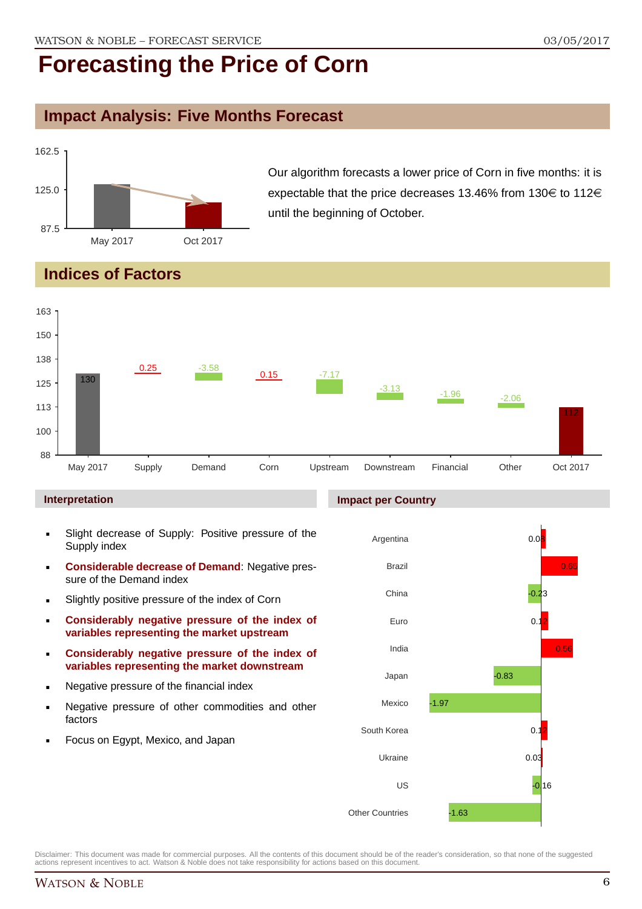# Forecasting the Price of Corn

## Impact Analysis: Five Months Forecast

Our algorithm forecasts a lower price of Corn in five months: it is expectable that the price decreases 13.46% from 130€ to 112€ until the beginning of October.

## Indices of Factors

| Factor | Value |
|---|---|
| May 2017 | 130 |
| Supply | 0.25 |
| Demand | -3.58 |
| Corn | 0.15 |
| Upstream | -7.17 |
| Downstream | -3.13 |
| Financial | -1.96 |
| Other | -2.06 |
| Oct 2017 | 112 |

### Interpretation

- Slight decrease of Supply: Positive pressure of the Supply index
- **Considerable decrease of Demand**: Negative pressure of the Demand index
- Slightly positive pressure of the index of Corn
- **Considerably negative pressure of the index of variables representing the market upstream**
- **Considerably negative pressure of the index of variables representing the market downstream**
- Negative pressure of the financial index
- Negative pressure of other commodities and other factors
- Focus on Egypt, Mexico, and Japan

### Impact per Country

| Country | Impact |
|---|---|
| Argentina | 0.08 |
| Brazil | 0.65 |
| China | -0.23 |
| Euro | 0.12 |
| India | 0.56 |
| Japan | -0.83 |
| Mexico | -1.97 |
| South Korea | 0.12 |
| Ukraine | 0.03 |
| US | -0.16 |
| Other Countries | -1.63 |

Disclaimer: This document was made for commercial purposes. All the contents of this document should be of the reader's consideration, so that none of the suggested actions represent incentives to act. Watson & Noble does not take responsibility for actions based on this document.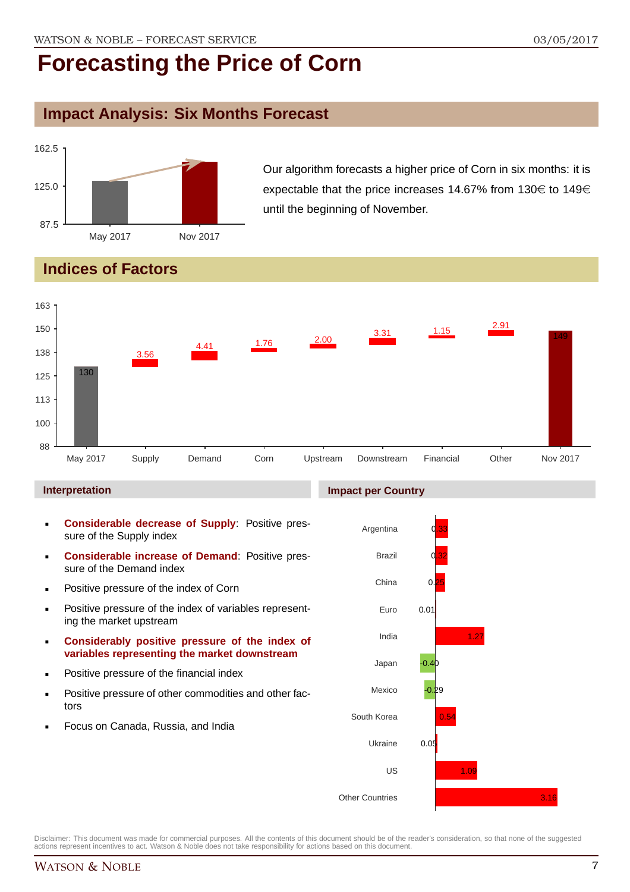# Forecasting the Price of Corn

## Impact Analysis: Six Months Forecast

Our algorithm forecasts a higher price of Corn in six months: it is expectable that the price increases 14.67% from 130€ to 149€ until the beginning of November.

## Indices of Factors

### Interpretation

- **Considerable decrease of Supply**: Positive pressure of the Supply index
- **Considerable increase of Demand**: Positive pressure of the Demand index
- Positive pressure of the index of Corn
- Positive pressure of the index of variables representing the market upstream
- **Considerably positive pressure of the index of variables representing the market downstream**
- Positive pressure of the financial index
- Positive pressure of other commodities and other factors
- Focus on Canada, Russia, and India

### Impact per Country

Disclaimer: This document was made for commercial purposes. All the contents of this document should be of the reader's consideration, so that none of the suggested actions represent incentives to act. Watson & Noble does not take responsibility for actions based on this document.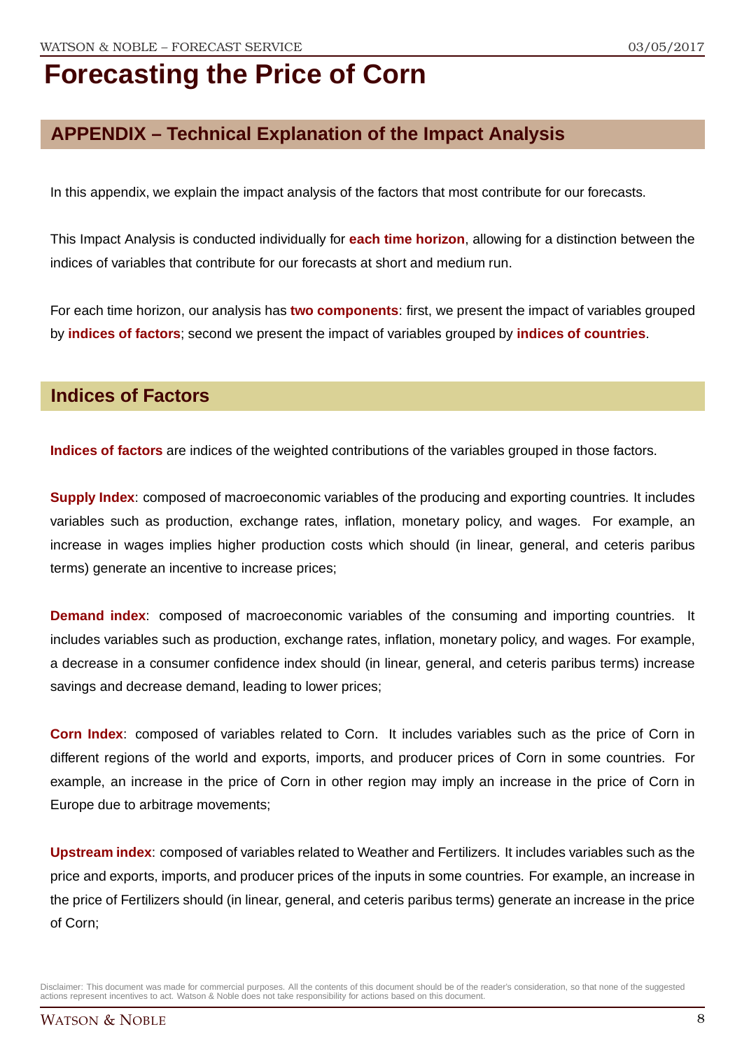# Forecasting the Price of Corn

## APPENDIX – Technical Explanation of the Impact Analysis

In this appendix, we explain the impact analysis of the factors that most contribute for our forecasts.

This Impact Analysis is conducted individually for **each time horizon**, allowing for a distinction between the indices of variables that contribute for our forecasts at short and medium run.

For each time horizon, our analysis has **two components**: first, we present the impact of variables grouped by **indices of factors**; second we present the impact of variables grouped by **indices of countries**.

## Indices of Factors

**Indices of factors** are indices of the weighted contributions of the variables grouped in those factors.

**Supply Index**: composed of macroeconomic variables of the producing and exporting countries. It includes variables such as production, exchange rates, inflation, monetary policy, and wages. For example, an increase in wages implies higher production costs which should (in linear, general, and ceteris paribus terms) generate an incentive to increase prices;

**Demand index**: composed of macroeconomic variables of the consuming and importing countries. It includes variables such as production, exchange rates, inflation, monetary policy, and wages. For example, a decrease in a consumer confidence index should (in linear, general, and ceteris paribus terms) increase savings and decrease demand, leading to lower prices;

**Corn Index**: composed of variables related to Corn. It includes variables such as the price of Corn in different regions of the world and exports, imports, and producer prices of Corn in some countries. For example, an increase in the price of Corn in other region may imply an increase in the price of Corn in Europe due to arbitrage movements;

**Upstream index**: composed of variables related to Weather and Fertilizers. It includes variables such as the price and exports, imports, and producer prices of the inputs in some countries. For example, an increase in the price of Fertilizers should (in linear, general, and ceteris paribus terms) generate an increase in the price of Corn;

Disclaimer: This document was made for commercial purposes. All the contents of this document should be of the reader's consideration, so that none of the suggested actions represent incentives to act. Watson & Noble does not take responsibility for actions based on this document.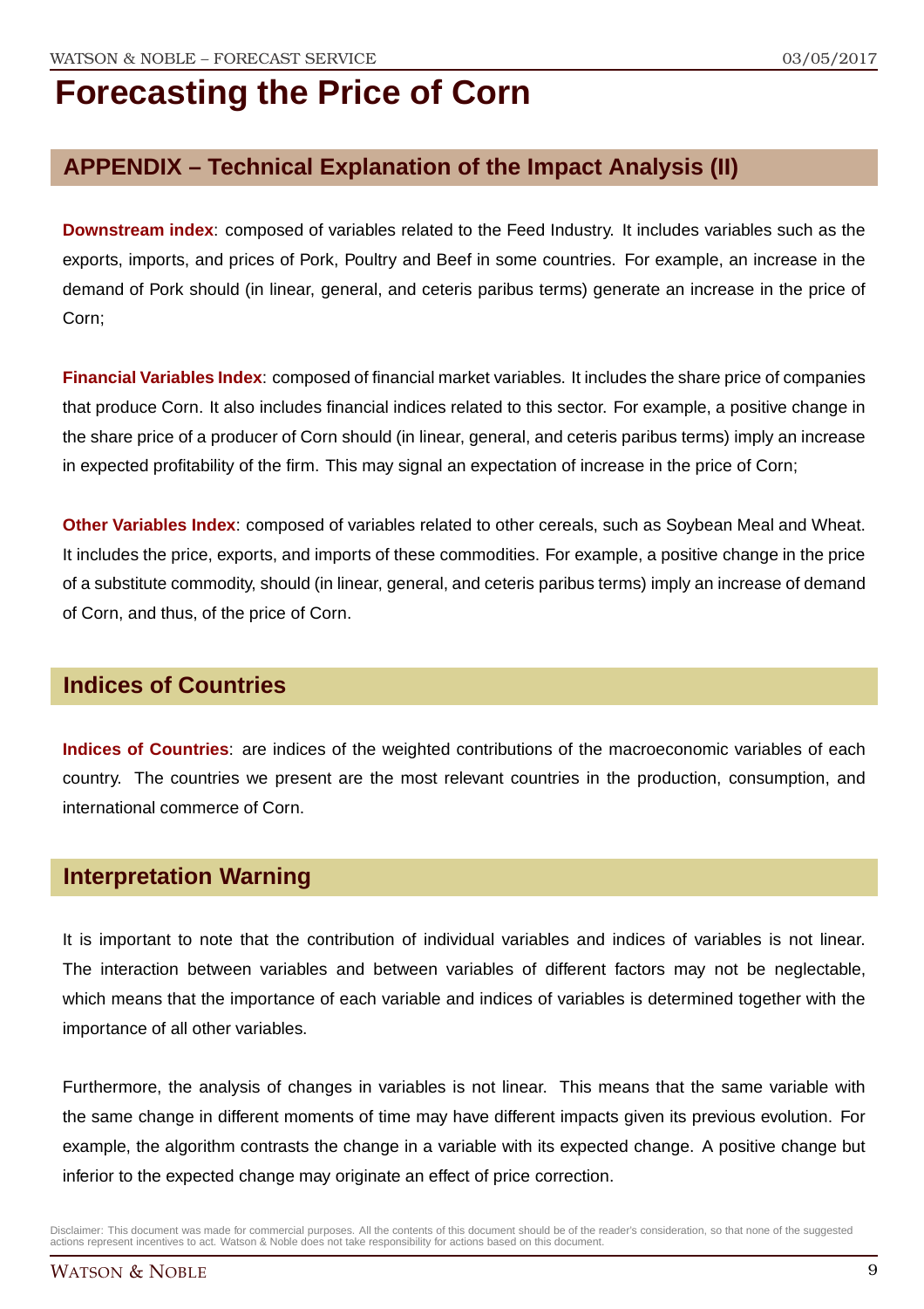# Forecasting the Price of Corn

## APPENDIX – Technical Explanation of the Impact Analysis (II)

**Downstream index**: composed of variables related to the Feed Industry. It includes variables such as the exports, imports, and prices of Pork, Poultry and Beef in some countries. For example, an increase in the demand of Pork should (in linear, general, and ceteris paribus terms) generate an increase in the price of Corn;

**Financial Variables Index**: composed of financial market variables. It includes the share price of companies that produce Corn. It also includes financial indices related to this sector. For example, a positive change in the share price of a producer of Corn should (in linear, general, and ceteris paribus terms) imply an increase in expected profitability of the firm. This may signal an expectation of increase in the price of Corn;

**Other Variables Index**: composed of variables related to other cereals, such as Soybean Meal and Wheat. It includes the price, exports, and imports of these commodities. For example, a positive change in the price of a substitute commodity, should (in linear, general, and ceteris paribus terms) imply an increase of demand of Corn, and thus, of the price of Corn.

## Indices of Countries

**Indices of Countries**: are indices of the weighted contributions of the macroeconomic variables of each country. The countries we present are the most relevant countries in the production, consumption, and international commerce of Corn.

## Interpretation Warning

It is important to note that the contribution of individual variables and indices of variables is not linear. The interaction between variables and between variables of different factors may not be neglectable, which means that the importance of each variable and indices of variables is determined together with the importance of all other variables.

Furthermore, the analysis of changes in variables is not linear. This means that the same variable with the same change in different moments of time may have different impacts given its previous evolution. For example, the algorithm contrasts the change in a variable with its expected change. A positive change but inferior to the expected change may originate an effect of price correction.

Disclaimer: This document was made for commercial purposes. All the contents of this document should be of the reader's consideration, so that none of the suggested actions represent incentives to act. Watson & Noble does not take responsibility for actions based on this document.